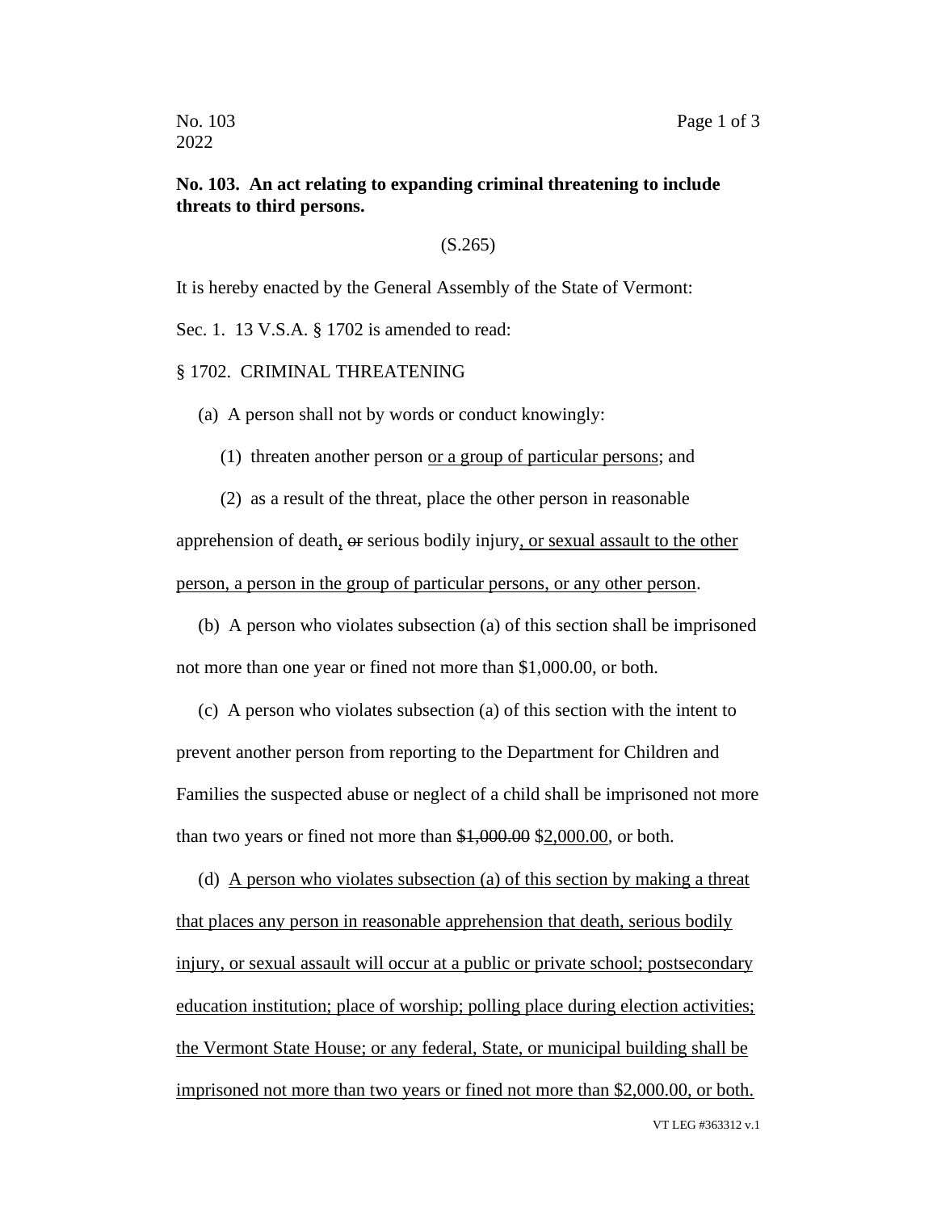**No. 103. An act relating to expanding criminal threatening to include threats to third persons.**

(S.265)

It is hereby enacted by the General Assembly of the State of Vermont:

Sec. 1. 13 V.S.A. § 1702 is amended to read:

§ 1702. CRIMINAL THREATENING

(a) A person shall not by words or conduct knowingly:

(1) threaten another person <u>or a group of particular persons</u>; and

(2) as a result of the threat, place the other person in reasonable apprehension of death<u>,</u> ~~or~~ serious bodily injury<u>, or sexual assault to the other person, a person in the group of particular persons, or any other person</u>.

(b) A person who violates subsection (a) of this section shall be imprisoned not more than one year or fined not more than $1,000.00, or both.

(c) A person who violates subsection (a) of this section with the intent to prevent another person from reporting to the Department for Children and Families the suspected abuse or neglect of a child shall be imprisoned not more than two years or fined not more than ~~$1,000.00~~ $<u>2,000.00</u>, or both.

(d) <u>A person who violates subsection (a) of this section by making a threat that places any person in reasonable apprehension that death, serious bodily injury, or sexual assault will occur at a public or private school; postsecondary education institution; place of worship; polling place during election activities; the Vermont State House; or any federal, State, or municipal building shall be imprisoned not more than two years or fined not more than $2,000.00, or both.</u>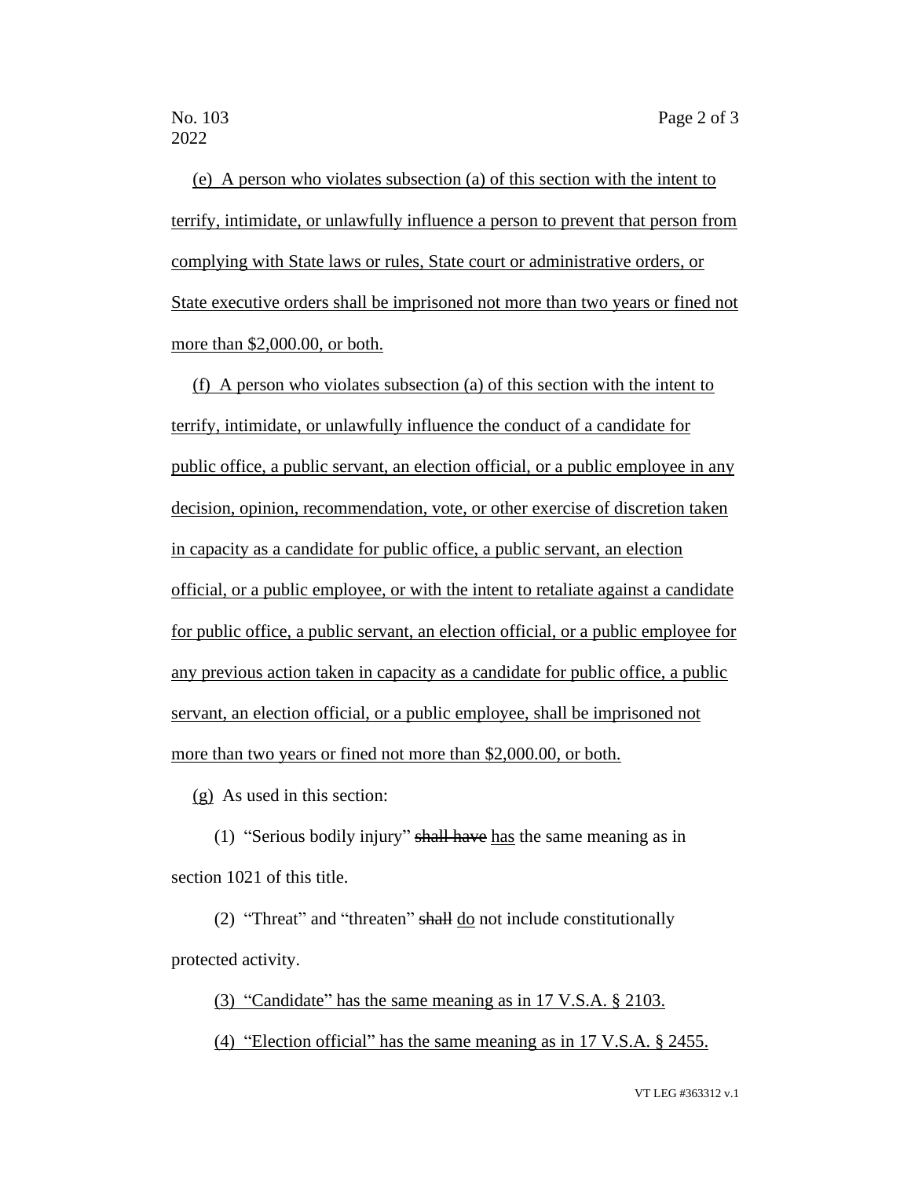<u>(e) A person who violates subsection (a) of this section with the intent to terrify, intimidate, or unlawfully influence a person to prevent that person from complying with State laws or rules, State court or administrative orders, or State executive orders shall be imprisoned not more than two years or fined not more than $2,000.00, or both.</u>

<u>(f) A person who violates subsection (a) of this section with the intent to terrify, intimidate, or unlawfully influence the conduct of a candidate for public office, a public servant, an election official, or a public employee in any decision, opinion, recommendation, vote, or other exercise of discretion taken in capacity as a candidate for public office, a public servant, an election official, or a public employee, or with the intent to retaliate against a candidate for public office, a public servant, an election official, or a public employee for any previous action taken in capacity as a candidate for public office, a public servant, an election official, or a public employee, shall be imprisoned not more than two years or fined not more than $2,000.00, or both.</u>

<u>(g)</u> As used in this section:

(1) "Serious bodily injury" ~~shall have~~ <u>has</u> the same meaning as in section 1021 of this title.

(2) "Threat" and "threaten" ~~shall~~ <u>do</u> not include constitutionally protected activity.

<u>(3) "Candidate" has the same meaning as in 17 V.S.A. § 2103.</u>

<u>(4) "Election official" has the same meaning as in 17 V.S.A. § 2455.</u>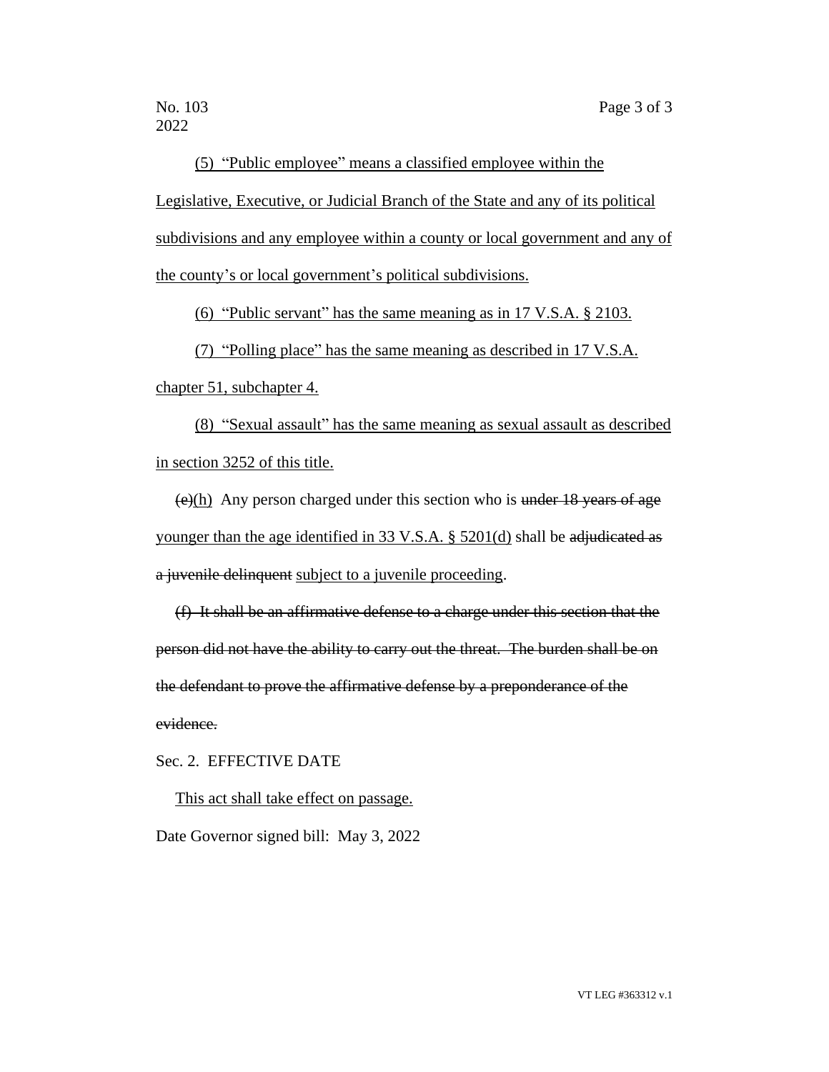<u>(5) "Public employee" means a classified employee within the Legislative, Executive, or Judicial Branch of the State and any of its political subdivisions and any employee within a county or local government and any of the county's or local government's political subdivisions.</u>

<u>(6) "Public servant" has the same meaning as in 17 V.S.A. § 2103.</u>

<u>(7) "Polling place" has the same meaning as described in 17 V.S.A. chapter 51, subchapter 4.</u>

<u>(8) "Sexual assault" has the same meaning as sexual assault as described in section 3252 of this title.</u>

~~(e)~~<u>(h)</u> Any person charged under this section who is ~~under 18 years of age~~ <u>younger than the age identified in 33 V.S.A. § 5201(d)</u> shall be ~~adjudicated as a juvenile delinquent~~ <u>subject to a juvenile proceeding</u>.

~~(f) It shall be an affirmative defense to a charge under this section that the person did not have the ability to carry out the threat. The burden shall be on the defendant to prove the affirmative defense by a preponderance of the evidence.~~

Sec. 2. EFFECTIVE DATE

<u>This act shall take effect on passage.</u>

Date Governor signed bill: May 3, 2022